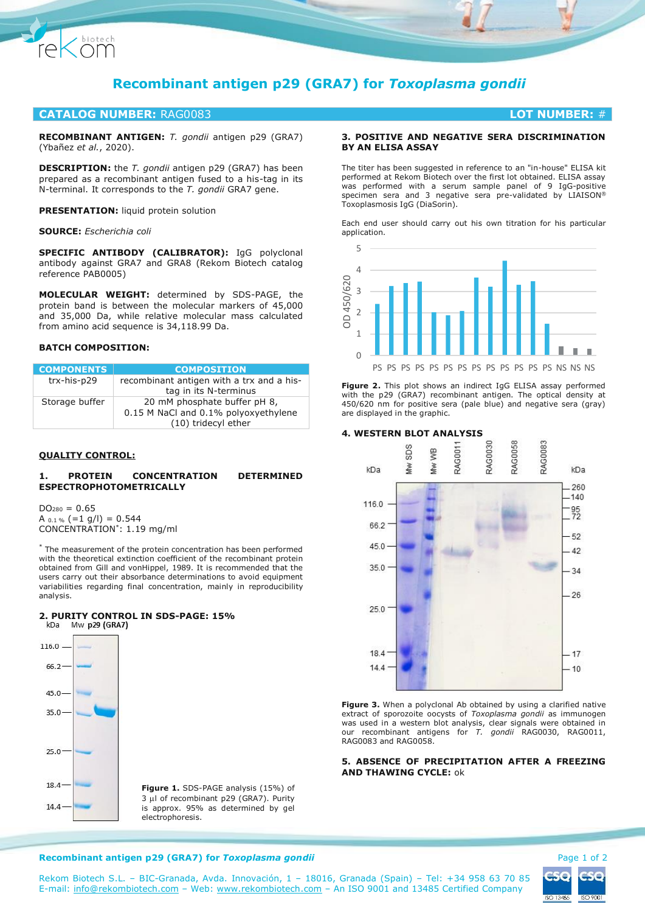# Recombinant antigen p29 (GRA7) for *Toxoplasma gondii*

**CATALOG NUMBER:** RAG0083 **LOT NUMBER:** #

**RECOMBINANT ANTIGEN:** *T. gondii* antigen p29 (GRA7) (Ybañez *et al.*, 2020).

**DESCRIPTION:** the *T. gondii* antigen p29 (GRA7) has been prepared as a recombinant antigen fused to a his-tag in its N-terminal. It corresponds to the *T. gondii* GRA7 gene.

**PRESENTATION:** liquid protein solution

**SOURCE:** *Escherichia coli*

**SPECIFIC ANTIBODY (CALIBRATOR):** IgG polyclonal antibody against GRA7 and GRA8 (Rekom Biotech catalog reference PAB0005)

**MOLECULAR WEIGHT:** determined by SDS-PAGE, the protein band is between the molecular markers of 45,000 and 35,000 Da, while relative molecular mass calculated from amino acid sequence is 34,118.99 Da.

**BATCH COMPOSITION:**

| COMPONENTS | COMPOSITION |
|---|---|
| trx-his-p29 | recombinant antigen with a trx and a his-tag in its N-terminus |
| Storage buffer | 20 mM phosphate buffer pH 8, 0.15 M NaCl and 0.1% polyoxyethylene (10) tridecyl ether |

## QUALITY CONTROL:

### 1. PROTEIN CONCENTRATION DETERMINED ESPECTROPHOTOMETRICALLY

$DO_{280}$ = 0.65
$A_{0.1\%}$ (=1 g/l) = 0.544
CONCENTRATION*: 1.19 mg/ml

* The measurement of the protein concentration has been performed with the theoretical extinction coefficient of the recombinant protein obtained from Gill and vonHippel, 1989. It is recommended that the users carry out their absorbance determinations to avoid equipment variabilities regarding final concentration, mainly in reproducibility analysis.

### 2. PURITY CONTROL IN SDS-PAGE: 15%

**Figure 1.** SDS-PAGE analysis (15%) of 3 µl of recombinant p29 (GRA7). Purity is approx. 95% as determined by gel electrophoresis.

### 3. POSITIVE AND NEGATIVE SERA DISCRIMINATION BY AN ELISA ASSAY

The titer has been suggested in reference to an "in-house" ELISA kit performed at Rekom Biotech over the first lot obtained. ELISA assay was performed with a serum sample panel of 9 IgG-positive specimen sera and 3 negative sera pre-validated by LIAISON® Toxoplasmosis IgG (DiaSorin).

Each end user should carry out his own titration for his particular application.

**Figure 2.** This plot shows an indirect IgG ELISA assay performed with the p29 (GRA7) recombinant antigen. The optical density at 450/620 nm for positive sera (pale blue) and negative sera (gray) are displayed in the graphic.

### 4. WESTERN BLOT ANALYSIS

**Figure 3.** When a polyclonal Ab obtained by using a clarified native extract of sporozoite oocysts of *Toxoplasma gondii* as immunogen was used in a western blot analysis, clear signals were obtained in our recombinant antigens for *T. gondii* RAG0030, RAG0011, RAG0083 and RAG0058.

### 5. ABSENCE OF PRECIPITATION AFTER A FREEZING AND THAWING CYCLE: ok

Rekom Biotech S.L. – BIC-Granada, Avda. Innovación, 1 – 18016, Granada (Spain) – Tel: +34 958 63 70 85
E-mail: info@rekombiotech.com – Web: www.rekombiotech.com – An ISO 9001 and 13485 Certified Company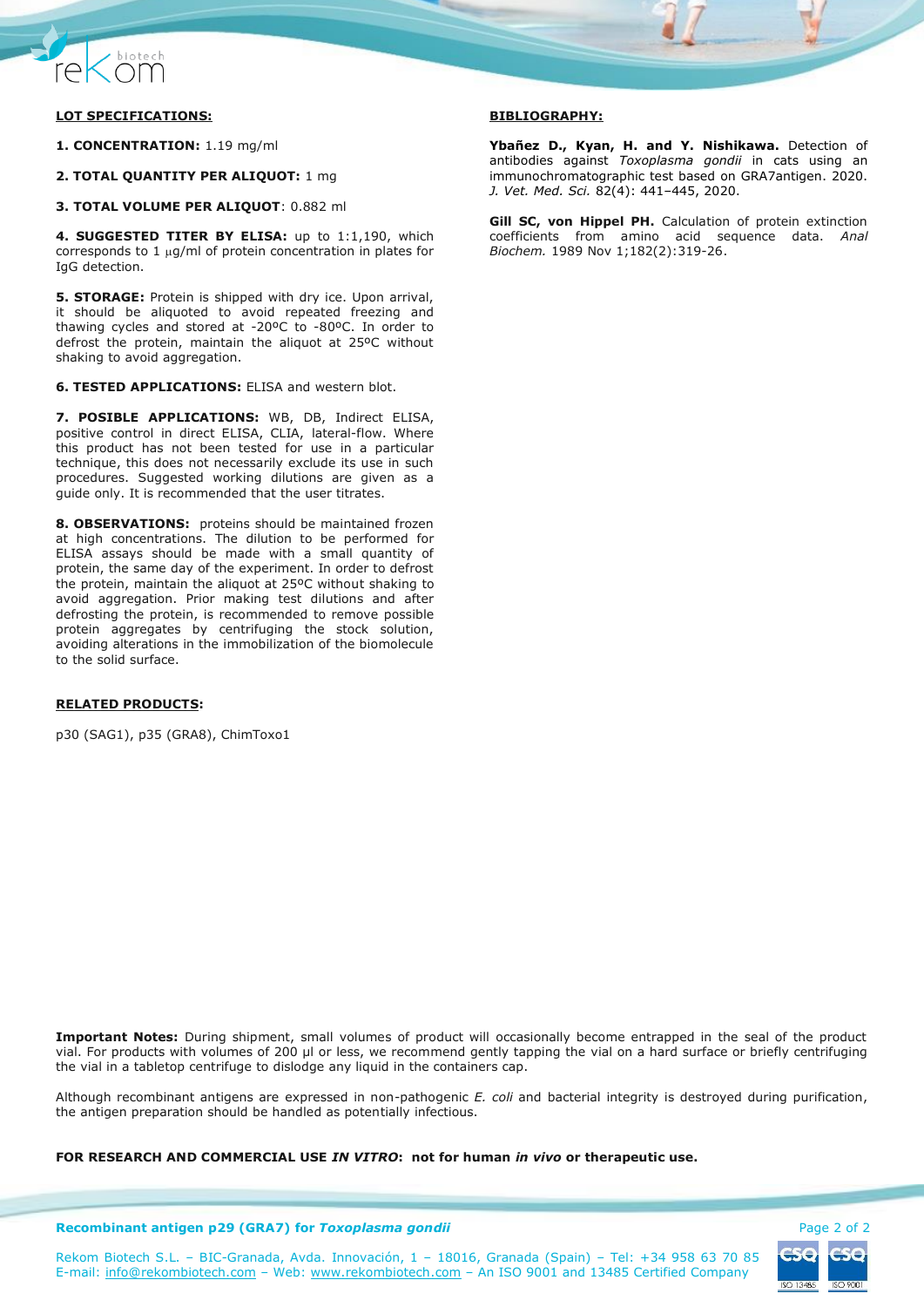## LOT SPECIFICATIONS:

**1. CONCENTRATION:** 1.19 mg/ml

**2. TOTAL QUANTITY PER ALIQUOT:** 1 mg

**3. TOTAL VOLUME PER ALIQUOT**: 0.882 ml

**4. SUGGESTED TITER BY ELISA:** up to 1:1,190, which corresponds to 1 μg/ml of protein concentration in plates for IgG detection.

**5. STORAGE:** Protein is shipped with dry ice. Upon arrival, it should be aliquoted to avoid repeated freezing and thawing cycles and stored at -20ºC to -80ºC. In order to defrost the protein, maintain the aliquot at 25ºC without shaking to avoid aggregation.

**6. TESTED APPLICATIONS:** ELISA and western blot.

**7. POSIBLE APPLICATIONS:** WB, DB, Indirect ELISA, positive control in direct ELISA, CLIA, lateral-flow. Where this product has not been tested for use in a particular technique, this does not necessarily exclude its use in such procedures. Suggested working dilutions are given as a guide only. It is recommended that the user titrates.

**8. OBSERVATIONS:** proteins should be maintained frozen at high concentrations. The dilution to be performed for ELISA assays should be made with a small quantity of protein, the same day of the experiment. In order to defrost the protein, maintain the aliquot at 25ºC without shaking to avoid aggregation. Prior making test dilutions and after defrosting the protein, is recommended to remove possible protein aggregates by centrifuging the stock solution, avoiding alterations in the immobilization of the biomolecule to the solid surface.

## RELATED PRODUCTS:

p30 (SAG1), p35 (GRA8), ChimToxo1

## BIBLIOGRAPHY:

**Ybañez D., Kyan, H. and Y. Nishikawa.** Detection of antibodies against *Toxoplasma gondii* in cats using an immunochromatographic test based on GRA7antigen. 2020. *J. Vet. Med. Sci.* 82(4): 441–445, 2020.

**Gill SC, von Hippel PH.** Calculation of protein extinction coefficients from amino acid sequence data. *Anal Biochem.* 1989 Nov 1;182(2):319-26.

**Important Notes:** During shipment, small volumes of product will occasionally become entrapped in the seal of the product vial. For products with volumes of 200 µl or less, we recommend gently tapping the vial on a hard surface or briefly centrifuging the vial in a tabletop centrifuge to dislodge any liquid in the containers cap.

Although recombinant antigens are expressed in non-pathogenic *E. coli* and bacterial integrity is destroyed during purification, the antigen preparation should be handled as potentially infectious.

**FOR RESEARCH AND COMMERCIAL USE *IN VITRO*: not for human *in vivo* or therapeutic use.**